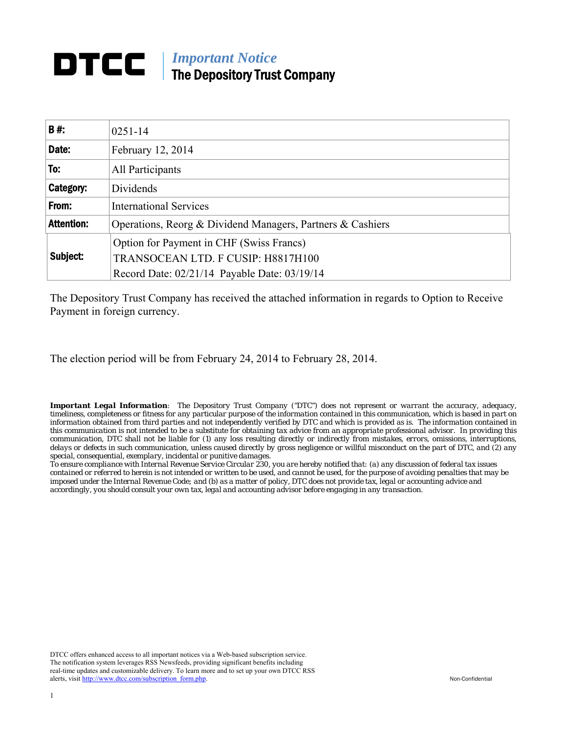# DTCC | *Important Notice* The Depository Trust Company

| | |
|---|---|
| **B #:** | 0251-14 |
| **Date:** | February 12, 2014 |
| **To:** | All Participants |
| **Category:** | Dividends |
| **From:** | International Services |
| **Attention:** | Operations, Reorg & Dividend Managers, Partners & Cashiers |
| **Subject:** | Option for Payment in CHF (Swiss Francs)<br>TRANSOCEAN LTD. F CUSIP: H8817H100<br>Record Date: 02/21/14 Payable Date: 03/19/14 |

The Depository Trust Company has received the attached information in regards to Option to Receive Payment in foreign currency.

The election period will be from February 24, 2014 to February 28, 2014.

***Important Legal Information***: The Depository Trust Company ("DTC") does not represent or warrant the accuracy, adequacy, timeliness, completeness or fitness for any particular purpose of the information contained in this communication, which is based in part on information obtained from third parties and not independently verified by DTC and which is provided as is. The information contained in this communication is not intended to be a substitute for obtaining tax advice from an appropriate professional advisor. In providing this communication, DTC shall not be liable for (1) any loss resulting directly or indirectly from mistakes, errors, omissions, interruptions, delays or defects in such communication, unless caused directly by gross negligence or willful misconduct on the part of DTC, and (2) any special, consequential, exemplary, incidental or punitive damages.
To ensure compliance with Internal Revenue Service Circular 230, you are hereby notified that: (a) any discussion of federal tax issues contained or referred to herein is not intended or written to be used, and cannot be used, for the purpose of avoiding penalties that may be imposed under the Internal Revenue Code; and (b) as a matter of policy, DTC does not provide tax, legal or accounting advice and accordingly, you should consult your own tax, legal and accounting advisor before engaging in any transaction.

DTCC offers enhanced access to all important notices via a Web-based subscription service. The notification system leverages RSS Newsfeeds, providing significant benefits including real-time updates and customizable delivery. To learn more and to set up your own DTCC RSS alerts, visit http://www.dtcc.com/subscription_form.php.

Non-Confidential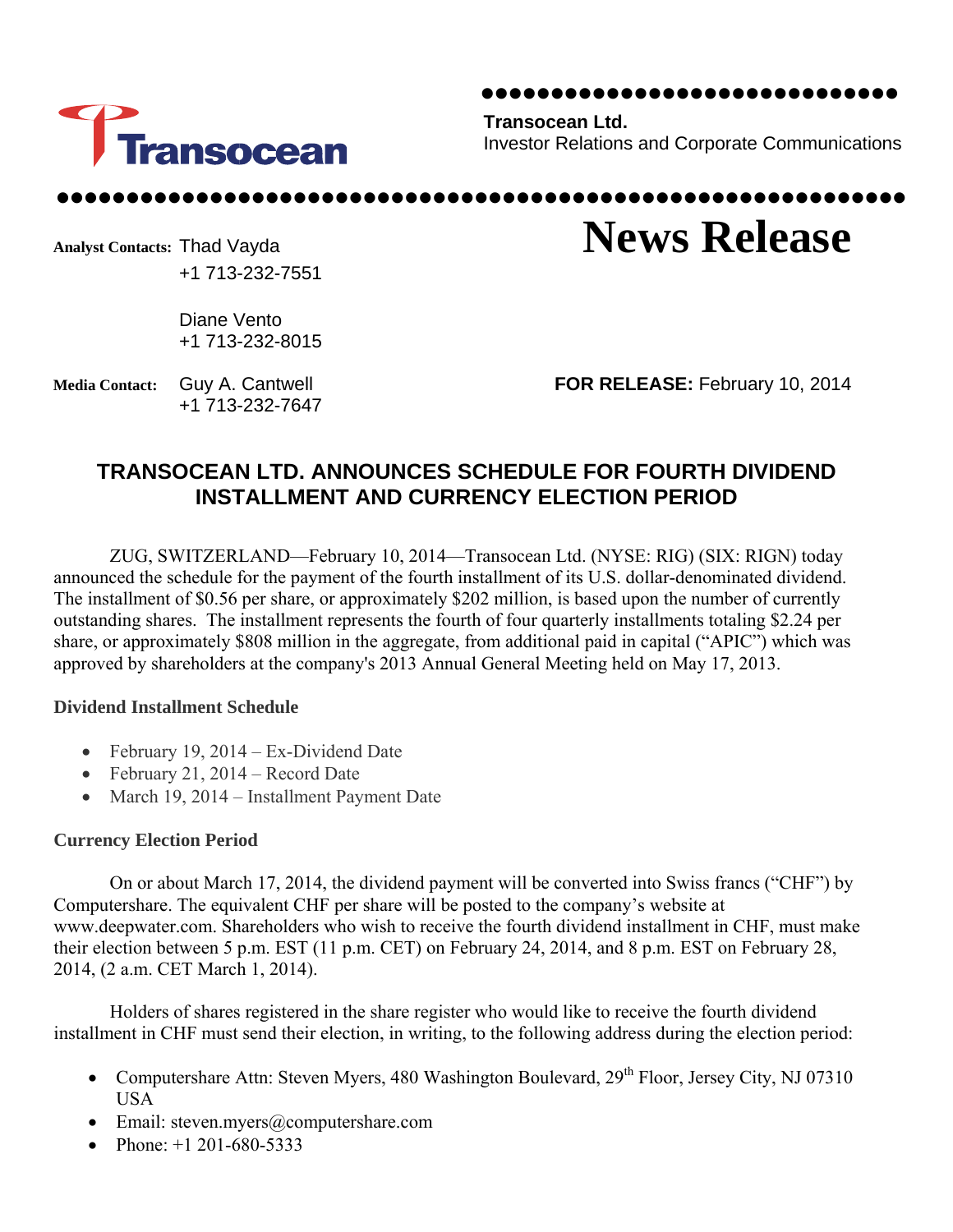**Transocean Ltd.**
Investor Relations and Corporate Communications

**Analyst Contacts:** Thad Vayda
+1 713-232-7551

Diane Vento
+1 713-232-8015

**Media Contact:** Guy A. Cantwell
+1 713-232-7647

# News Release

**FOR RELEASE:** February 10, 2014

## TRANSOCEAN LTD. ANNOUNCES SCHEDULE FOR FOURTH DIVIDEND INSTALLMENT AND CURRENCY ELECTION PERIOD

ZUG, SWITZERLAND—February 10, 2014—Transocean Ltd. (NYSE: RIG) (SIX: RIGN) today announced the schedule for the payment of the fourth installment of its U.S. dollar-denominated dividend. The installment of $0.56 per share, or approximately $202 million, is based upon the number of currently outstanding shares. The installment represents the fourth of four quarterly installments totaling $2.24 per share, or approximately $808 million in the aggregate, from additional paid in capital ("APIC") which was approved by shareholders at the company's 2013 Annual General Meeting held on May 17, 2013.

### Dividend Installment Schedule

- February 19, 2014 – Ex-Dividend Date
- February 21, 2014 – Record Date
- March 19, 2014 – Installment Payment Date

### Currency Election Period

On or about March 17, 2014, the dividend payment will be converted into Swiss francs ("CHF") by Computershare. The equivalent CHF per share will be posted to the company's website at www.deepwater.com. Shareholders who wish to receive the fourth dividend installment in CHF, must make their election between 5 p.m. EST (11 p.m. CET) on February 24, 2014, and 8 p.m. EST on February 28, 2014, (2 a.m. CET March 1, 2014).

Holders of shares registered in the share register who would like to receive the fourth dividend installment in CHF must send their election, in writing, to the following address during the election period:

- Computershare Attn: Steven Myers, 480 Washington Boulevard, 29th Floor, Jersey City, NJ 07310 USA
- Email: steven.myers@computershare.com
- Phone: +1 201-680-5333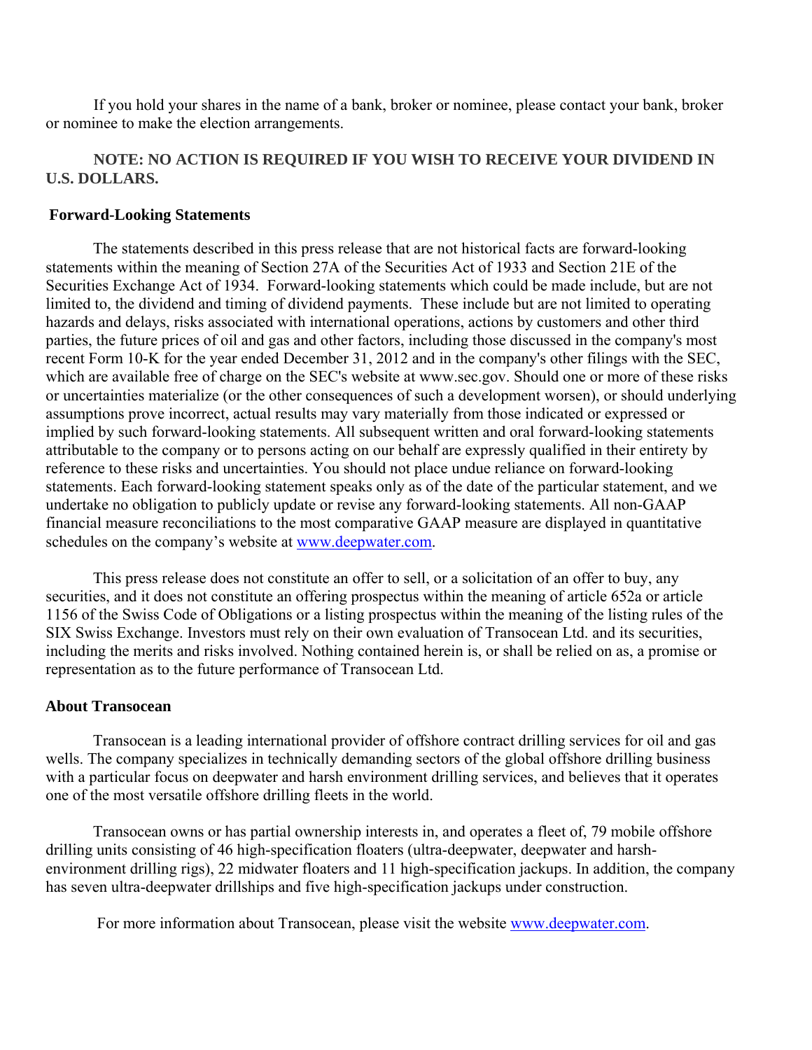If you hold your shares in the name of a bank, broker or nominee, please contact your bank, broker or nominee to make the election arrangements.

**NOTE: NO ACTION IS REQUIRED IF YOU WISH TO RECEIVE YOUR DIVIDEND IN U.S. DOLLARS.**

**Forward-Looking Statements**

The statements described in this press release that are not historical facts are forward-looking statements within the meaning of Section 27A of the Securities Act of 1933 and Section 21E of the Securities Exchange Act of 1934. Forward-looking statements which could be made include, but are not limited to, the dividend and timing of dividend payments. These include but are not limited to operating hazards and delays, risks associated with international operations, actions by customers and other third parties, the future prices of oil and gas and other factors, including those discussed in the company's most recent Form 10-K for the year ended December 31, 2012 and in the company's other filings with the SEC, which are available free of charge on the SEC's website at www.sec.gov. Should one or more of these risks or uncertainties materialize (or the other consequences of such a development worsen), or should underlying assumptions prove incorrect, actual results may vary materially from those indicated or expressed or implied by such forward-looking statements. All subsequent written and oral forward-looking statements attributable to the company or to persons acting on our behalf are expressly qualified in their entirety by reference to these risks and uncertainties. You should not place undue reliance on forward-looking statements. Each forward-looking statement speaks only as of the date of the particular statement, and we undertake no obligation to publicly update or revise any forward-looking statements. All non-GAAP financial measure reconciliations to the most comparative GAAP measure are displayed in quantitative schedules on the company's website at www.deepwater.com.

This press release does not constitute an offer to sell, or a solicitation of an offer to buy, any securities, and it does not constitute an offering prospectus within the meaning of article 652a or article 1156 of the Swiss Code of Obligations or a listing prospectus within the meaning of the listing rules of the SIX Swiss Exchange. Investors must rely on their own evaluation of Transocean Ltd. and its securities, including the merits and risks involved. Nothing contained herein is, or shall be relied on as, a promise or representation as to the future performance of Transocean Ltd.

**About Transocean**

Transocean is a leading international provider of offshore contract drilling services for oil and gas wells. The company specializes in technically demanding sectors of the global offshore drilling business with a particular focus on deepwater and harsh environment drilling services, and believes that it operates one of the most versatile offshore drilling fleets in the world.

Transocean owns or has partial ownership interests in, and operates a fleet of, 79 mobile offshore drilling units consisting of 46 high-specification floaters (ultra-deepwater, deepwater and harsh-environment drilling rigs), 22 midwater floaters and 11 high-specification jackups. In addition, the company has seven ultra-deepwater drillships and five high-specification jackups under construction.

For more information about Transocean, please visit the website www.deepwater.com.